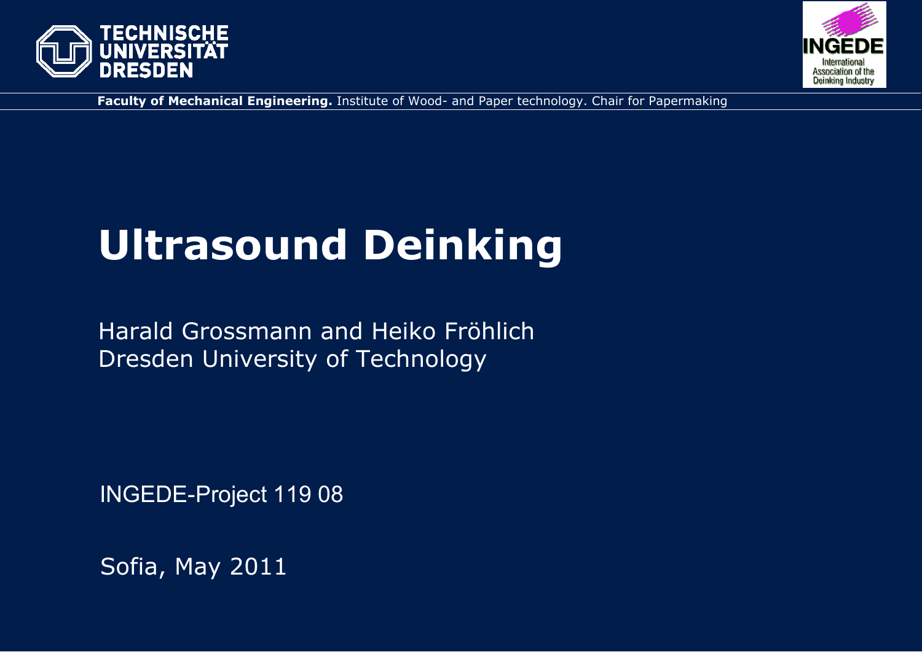TECHNISCHE UNIVERSITÄT DRESDEN

INGEDE International Association of the Deinking Industry

**Faculty of Mechanical Engineering.** Institute of Wood- and Paper technology. Chair for Papermaking

# Ultrasound Deinking

Harald Grossmann and Heiko Fröhlich
Dresden University of Technology

INGEDE-Project 119 08

Sofia, May 2011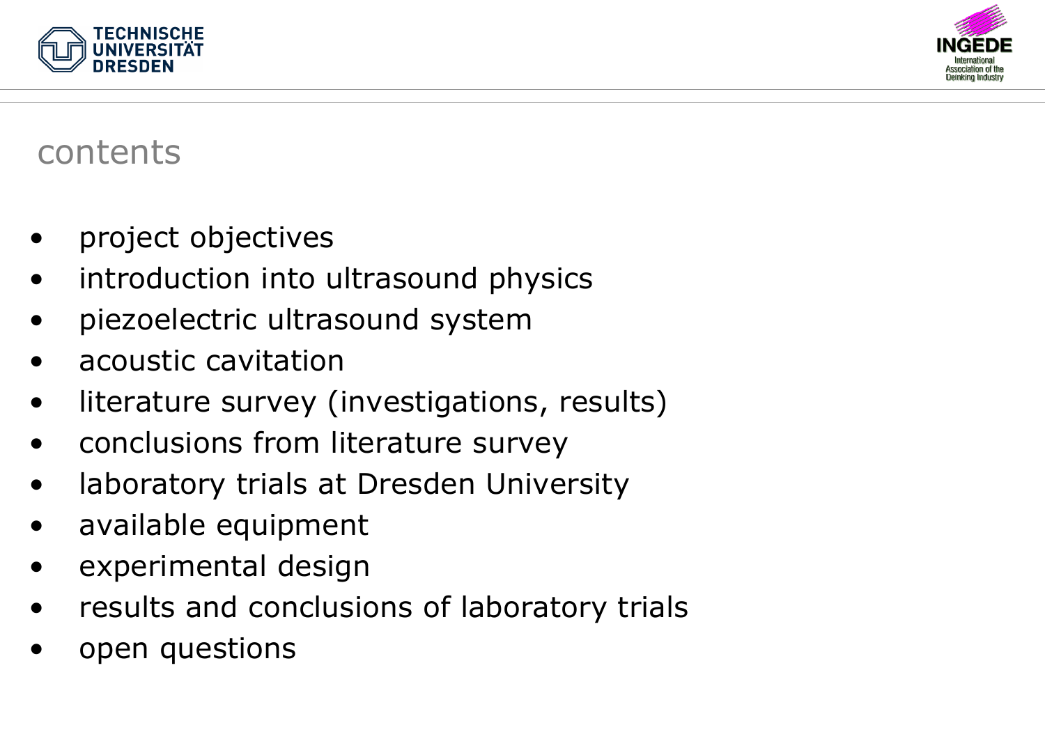# contents

- project objectives
- introduction into ultrasound physics
- piezoelectric ultrasound system
- acoustic cavitation
- literature survey (investigations, results)
- conclusions from literature survey
- laboratory trials at Dresden University
- available equipment
- experimental design
- results and conclusions of laboratory trials
- open questions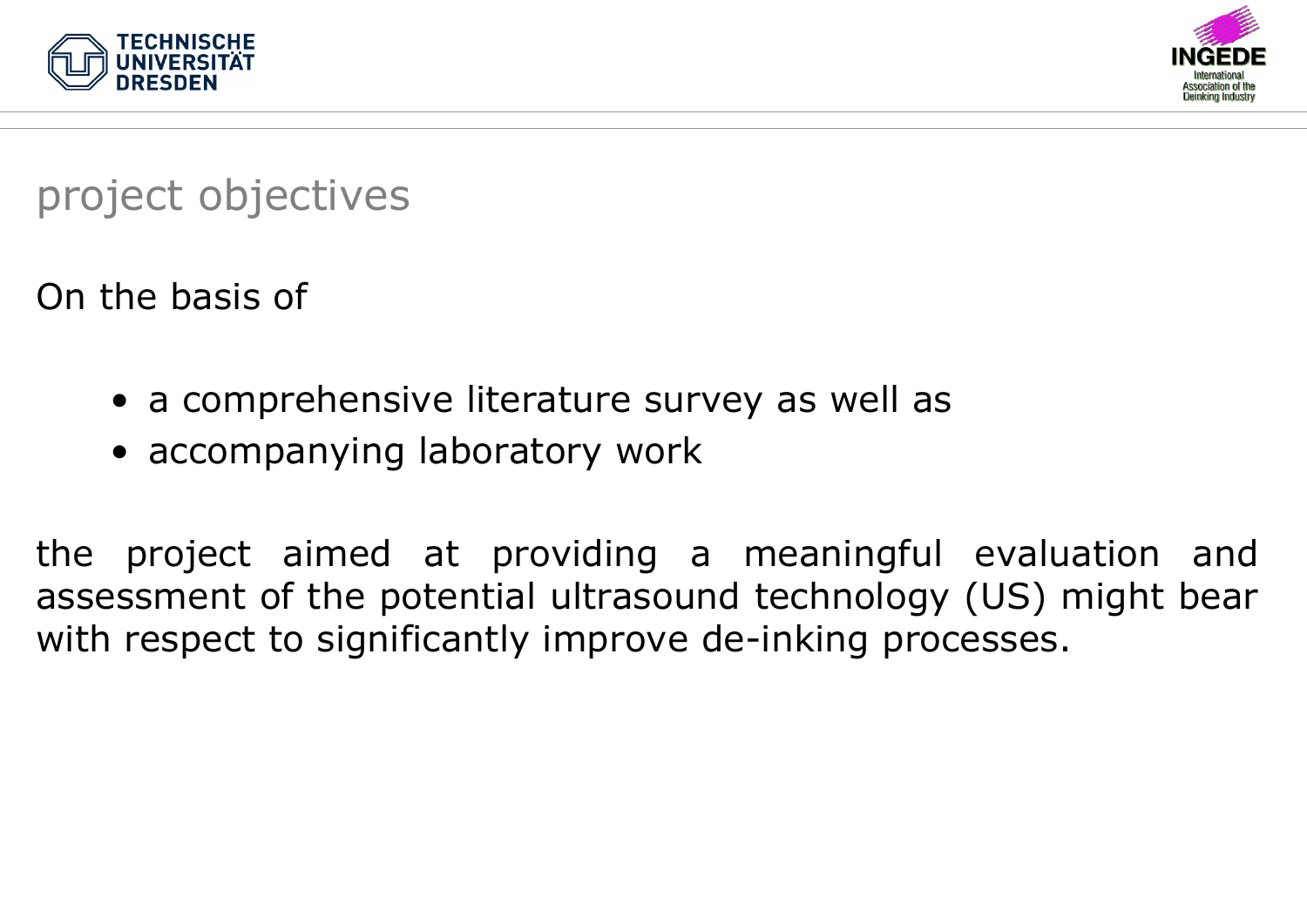## project objectives

On the basis of

- a comprehensive literature survey as well as
- accompanying laboratory work

the project aimed at providing a meaningful evaluation and assessment of the potential ultrasound technology (US) might bear with respect to significantly improve de-inking processes.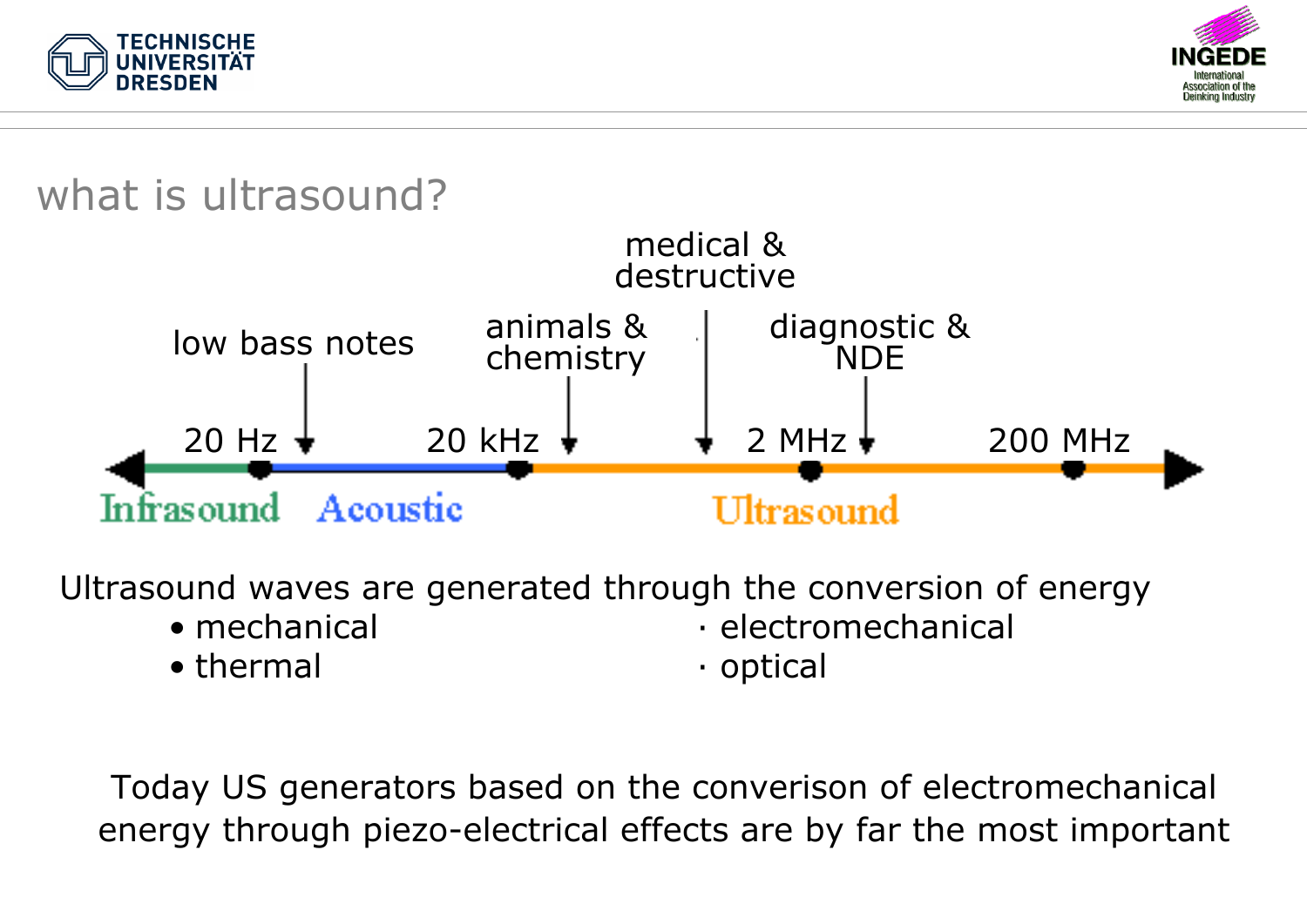## what is ultrasound?

low bass notes — animals & chemistry — medical & destructive — diagnostic & NDE

20 Hz — 20 kHz — 2 MHz — 200 MHz

Infrasound — Acoustic — Ultrasound

Ultrasound waves are generated through the conversion of energy

- mechanical
- thermal
- electromechanical
- optical

Today US generators based on the converison of electromechanical energy through piezo-electrical effects are by far the most important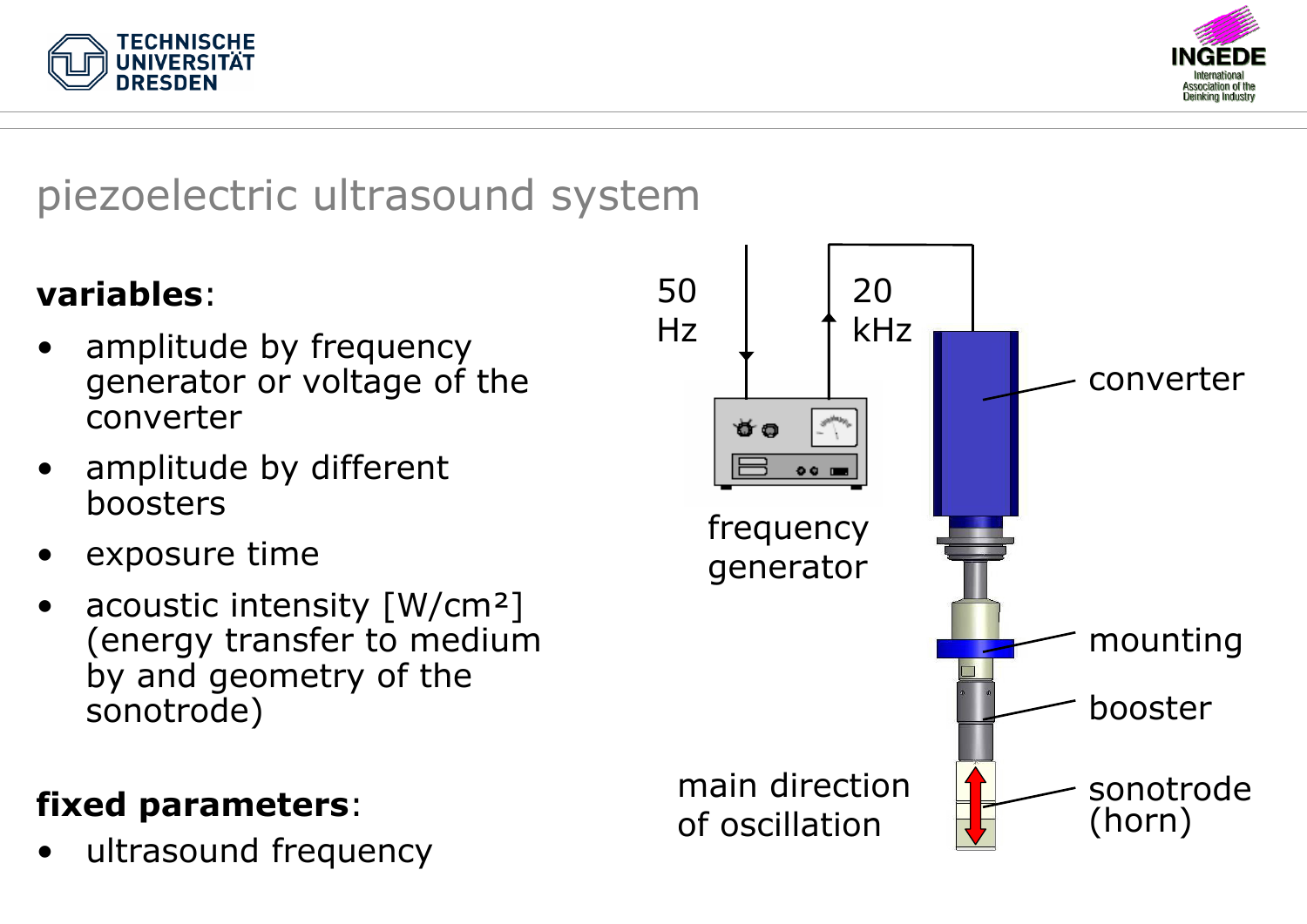# piezoelectric ultrasound system

**variables**:

- amplitude by frequency generator or voltage of the converter
- amplitude by different boosters
- exposure time
- acoustic intensity [W/cm²] (energy transfer to medium by and geometry of the sonotrode)

**fixed parameters**:

- ultrasound frequency

50 Hz

20 kHz

frequency generator

converter

mounting

booster

sonotrode (horn)

main direction of oscillation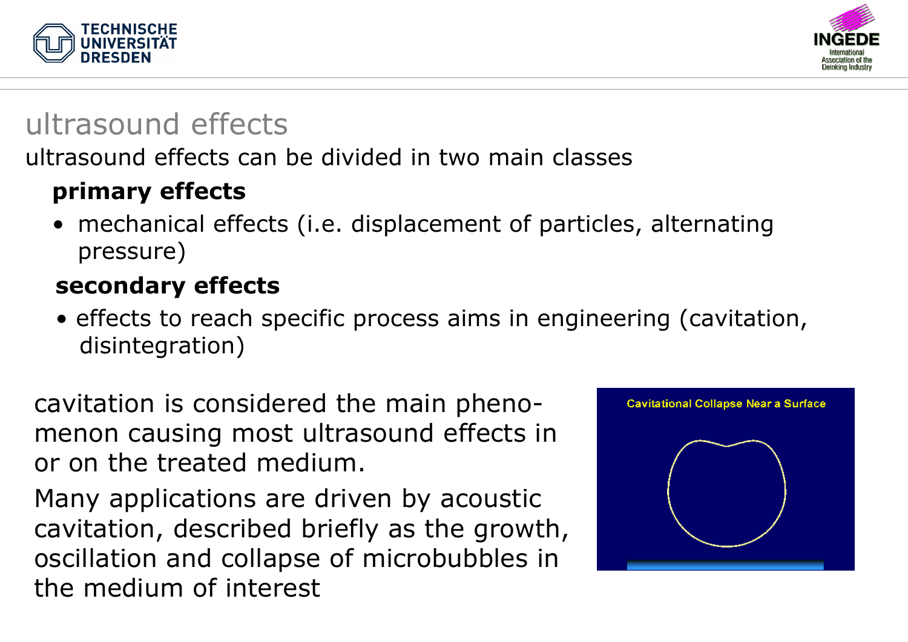# ultrasound effects

ultrasound effects can be divided in two main classes

**primary effects**

- mechanical effects (i.e. displacement of particles, alternating pressure)

**secondary effects**

- effects to reach specific process aims in engineering (cavitation, disintegration)

cavitation is considered the main phenomenon causing most ultrasound effects in or on the treated medium.

Many applications are driven by acoustic cavitation, described briefly as the growth, oscillation and collapse of microbubbles in the medium of interest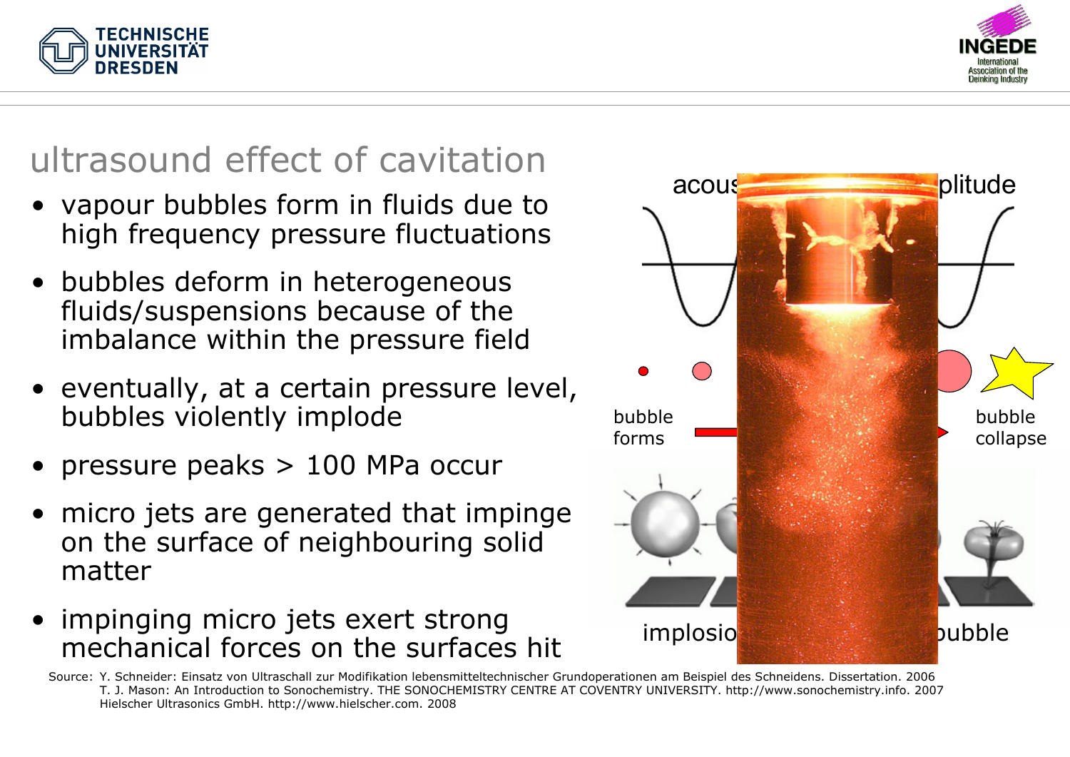# ultrasound effect of cavitation

- vapour bubbles form in fluids due to high frequency pressure fluctuations
- bubbles deform in heterogeneous fluids/suspensions because of the imbalance within the pressure field
- eventually, at a certain pressure level, bubbles violently implode
- pressure peaks > 100 MPa occur
- micro jets are generated that impinge on the surface of neighbouring solid matter
- impinging micro jets exert strong mechanical forces on the surfaces hit

acous… plitude

bubble forms

bubble collapse

implosio… bubble

Source: Y. Schneider: Einsatz von Ultraschall zur Modifikation lebensmitteltechnischer Grundoperationen am Beispiel des Schneidens. Dissertation. 2006
T. J. Mason: An Introduction to Sonochemistry. THE SONOCHEMISTRY CENTRE AT COVENTRY UNIVERSITY. http://www.sonochemistry.info. 2007
Hielscher Ultrasonics GmbH. http://www.hielscher.com. 2008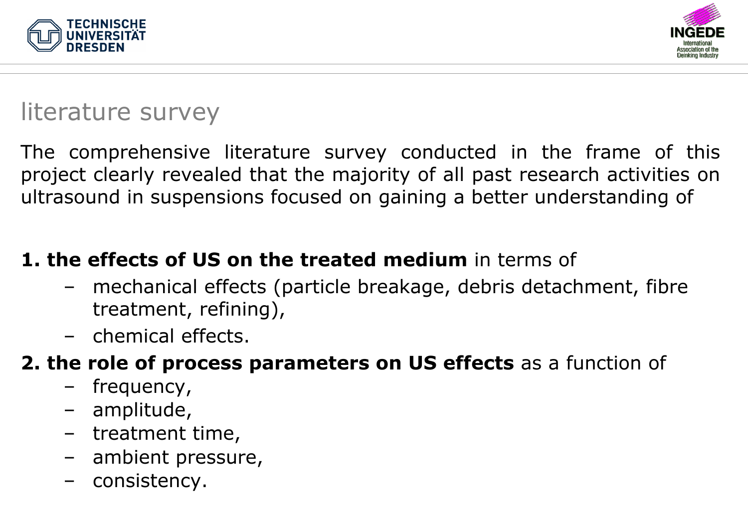## literature survey

The comprehensive literature survey conducted in the frame of this project clearly revealed that the majority of all past research activities on ultrasound in suspensions focused on gaining a better understanding of

1. **the effects of US on the treated medium** in terms of
   - mechanical effects (particle breakage, debris detachment, fibre treatment, refining),
   - chemical effects.
2. **the role of process parameters on US effects** as a function of
   - frequency,
   - amplitude,
   - treatment time,
   - ambient pressure,
   - consistency.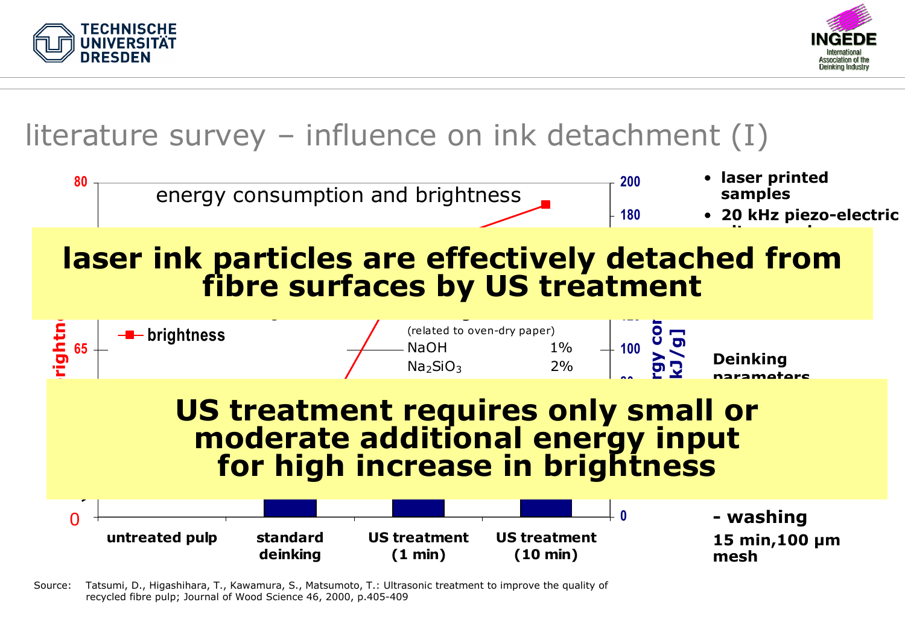# literature survey – influence on ink detachment (I)

energy consumption and brightness

80 | 65 | 0

200 | 180 | 100 | 0

- brightness

(related to oven-dry paper)

NaOH 1%

$Na_2SiO_3$ 2%

untreated pulp | standard deinking | US treatment (1 min) | US treatment (10 min)

- **laser printed samples**
- **20 kHz piezo-electric**

**Deinking parameters**

**- washing**
**15 min,100 µm mesh**

**laser ink particles are effectively detached from fibre surfaces by US treatment**

**US treatment requires only small or moderate additional energy input for high increase in brightness**

Source: Tatsumi, D., Higashihara, T., Kawamura, S., Matsumoto, T.: Ultrasonic treatment to improve the quality of recycled fibre pulp; Journal of Wood Science 46, 2000, p.405-409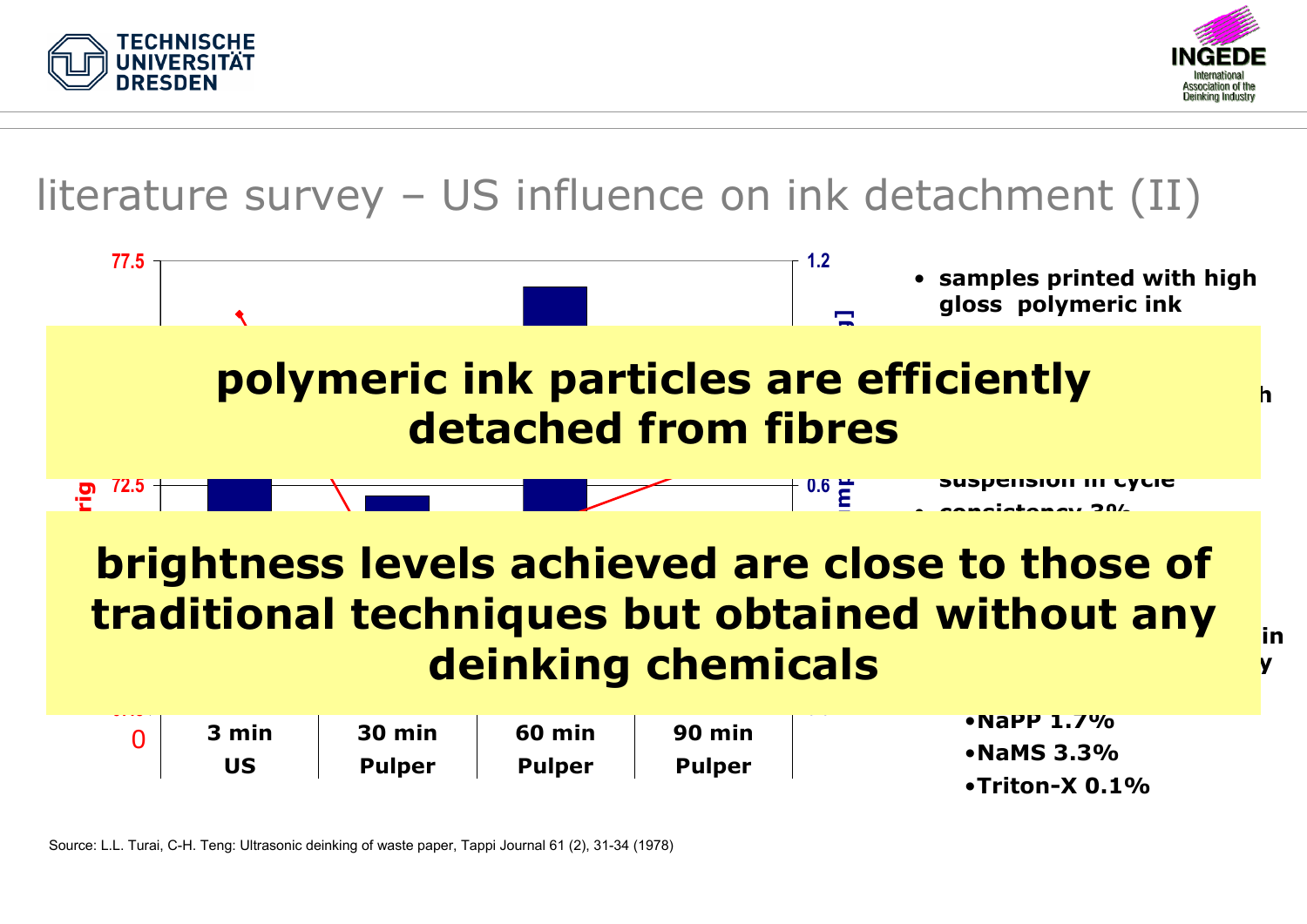# literature survey – US influence on ink detachment (II)

77.5

1.2

72.5

0.6

0

| 3 min | 30 min | 60 min | 90 min |
|---|---|---|---|
| US | Pulper | Pulper | Pulper |

- samples printed with high gloss polymeric ink

**polymeric ink particles are efficiently detached from fibres**

**brightness levels achieved are close to those of traditional techniques but obtained without any deinking chemicals**

•NaPP 1.7%

•NaMS 3.3%

•Triton-X 0.1%

Source: L.L. Turai, C-H. Teng: Ultrasonic deinking of waste paper, Tappi Journal 61 (2), 31-34 (1978)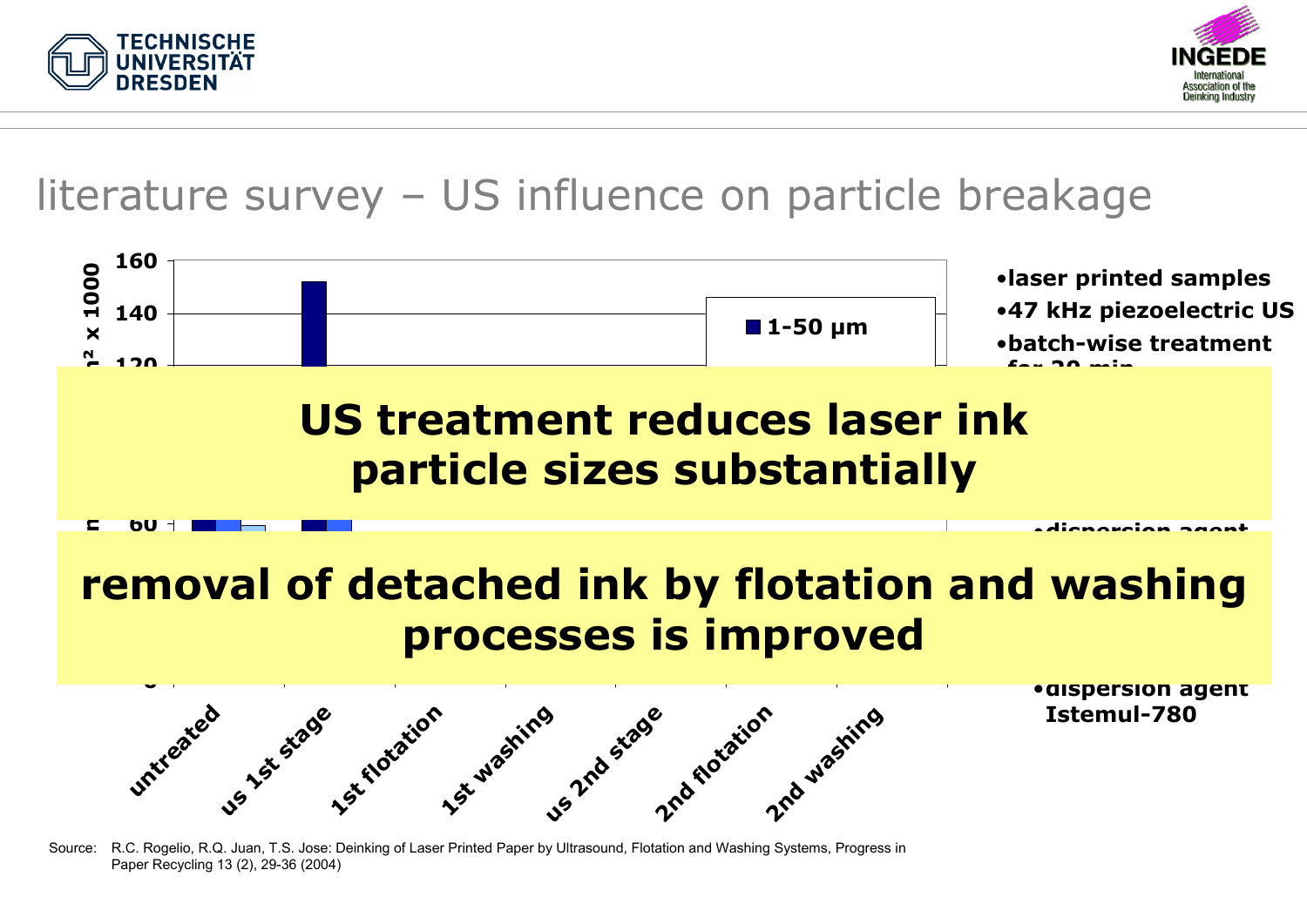# literature survey – US influence on particle breakage

- laser printed samples
- 47 kHz piezoelectric US
- batch-wise treatment for 20 min
- dispersion agent
- dispersion agent Istemul-780

**US treatment reduces laser ink particle sizes substantially**

**removal of detached ink by flotation and washing processes is improved**

Source: R.C. Rogelio, R.Q. Juan, T.S. Jose: Deinking of Laser Printed Paper by Ultrasound, Flotation and Washing Systems, Progress in Paper Recycling 13 (2), 29-36 (2004)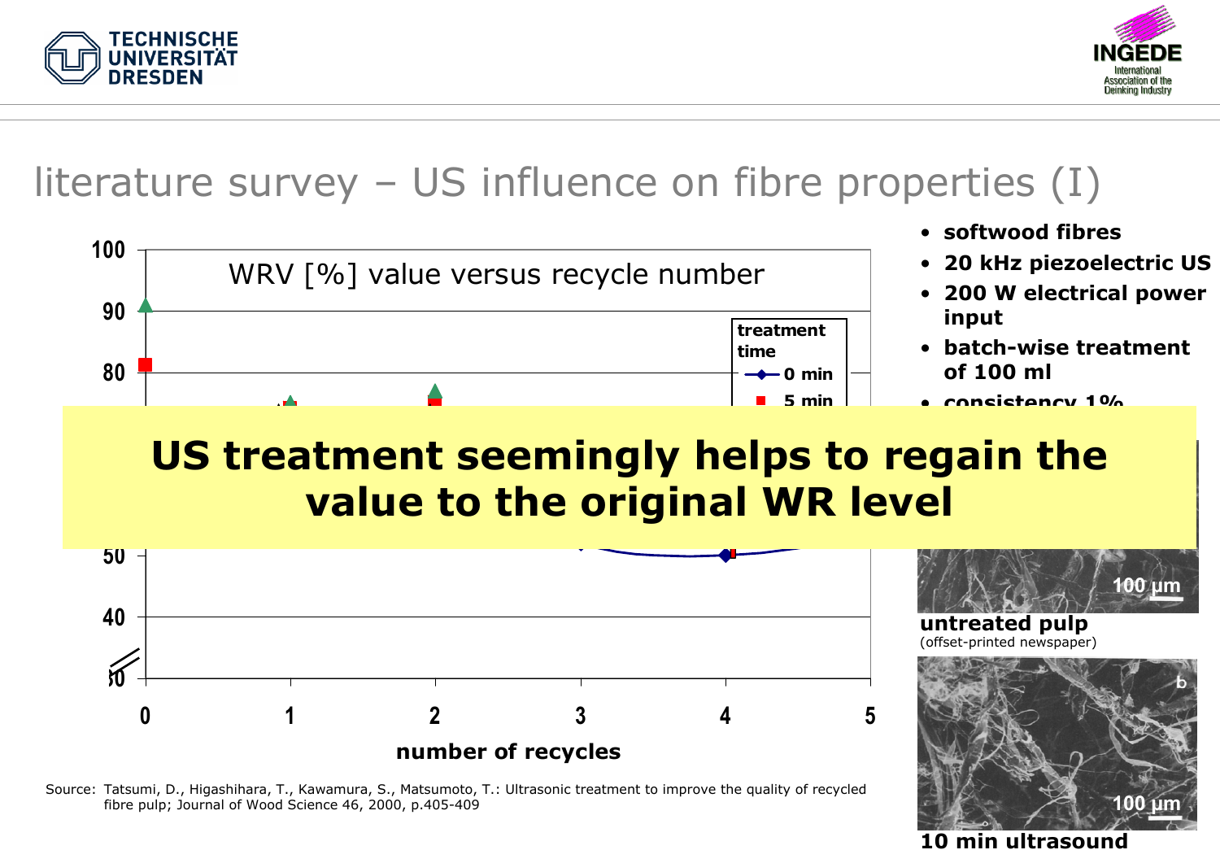# literature survey – US influence on fibre properties (I)

WRV [%] value versus recycle number

treatment time
- 0 min
- 5 min

number of recycles

- softwood fibres
- 20 kHz piezoelectric US
- 200 W electrical power input
- batch-wise treatment of 100 ml
- consistency 1%

**US treatment seemingly helps to regain the value to the original WR level**

untreated pulp
(offset-printed newspaper)

10 min ultrasound

Source: Tatsumi, D., Higashihara, T., Kawamura, S., Matsumoto, T.: Ultrasonic treatment to improve the quality of recycled fibre pulp; Journal of Wood Science 46, 2000, p.405-409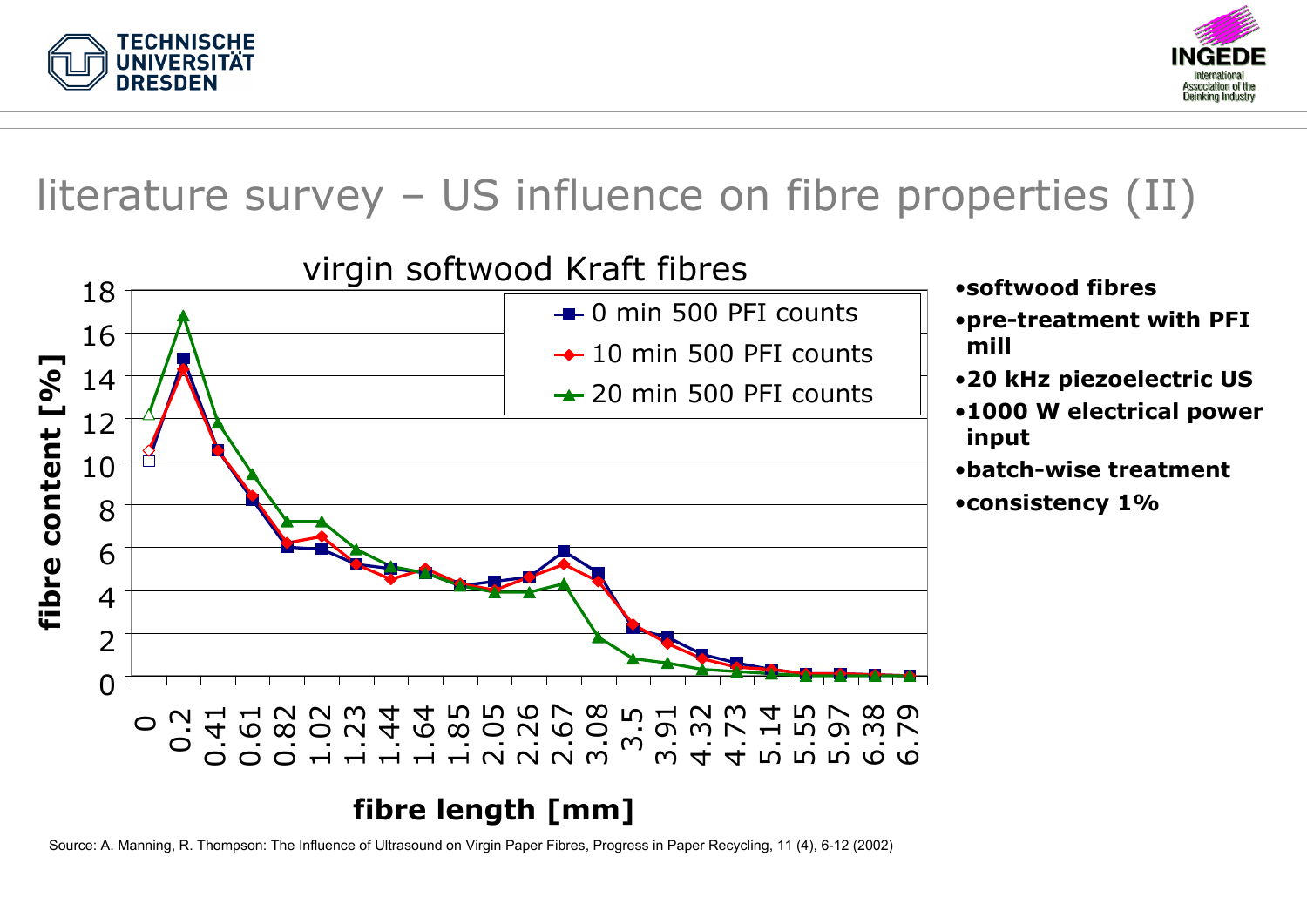# literature survey – US influence on fibre properties (II)

**virgin softwood Kraft fibres**

Legend: 0 min 500 PFI counts; 10 min 500 PFI counts; 20 min 500 PFI counts

y-axis: **fibre content [%]** (0–18)

x-axis: **fibre length [mm]** (0, 0.2, 0.41, 0.61, 0.82, 1.02, 1.23, 1.44, 1.64, 1.85, 2.05, 2.26, 2.67, 3.08, 3.5, 3.91, 4.32, 4.73, 5.14, 5.55, 5.97, 6.38, 6.79)

- **softwood fibres**
- **pre-treatment with PFI mill**
- **20 kHz piezoelectric US**
- **1000 W electrical power input**
- **batch-wise treatment**
- **consistency 1%**

Source: A. Manning, R. Thompson: The Influence of Ultrasound on Virgin Paper Fibres, Progress in Paper Recycling, 11 (4), 6-12 (2002)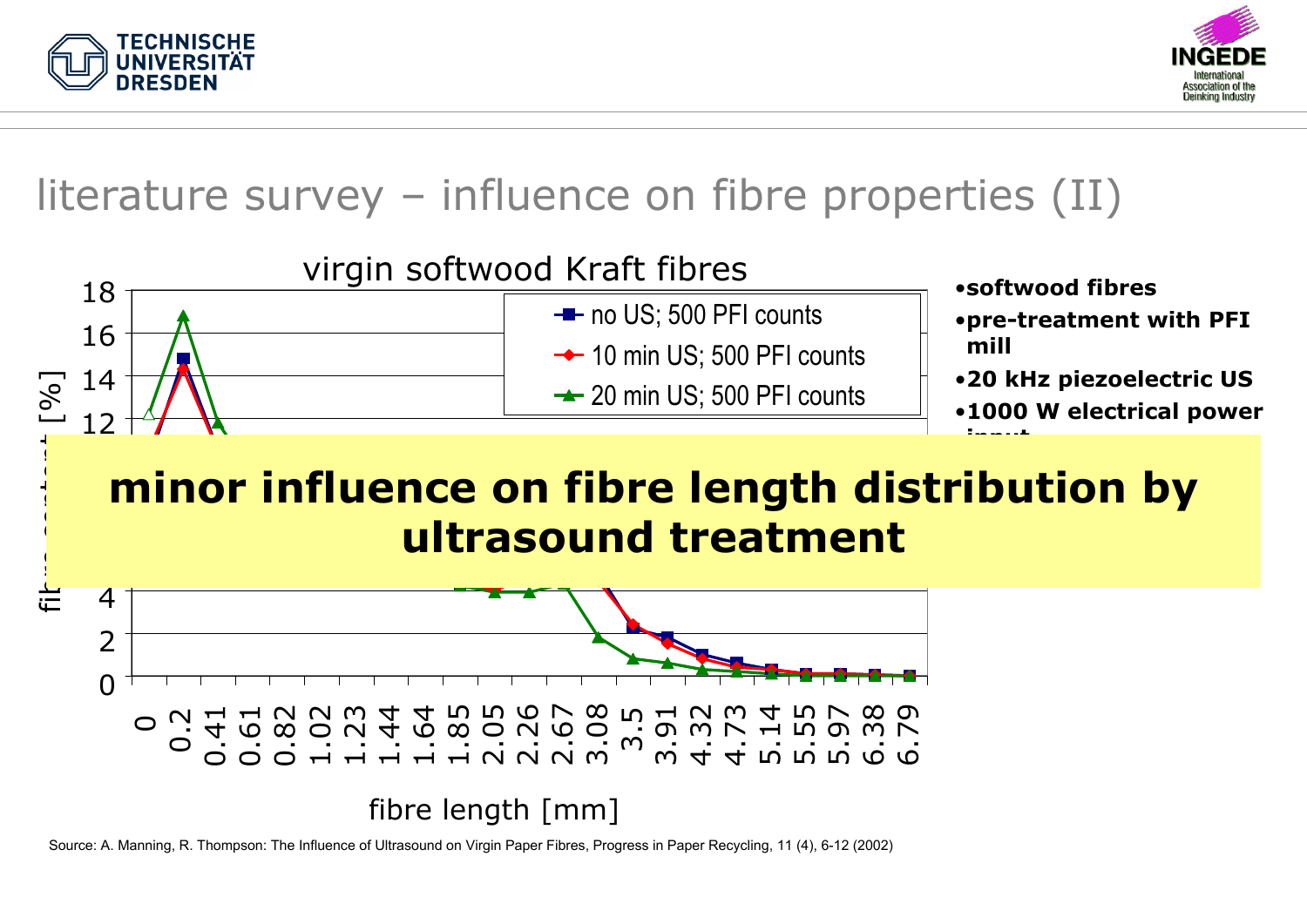# literature survey – influence on fibre properties (II)

virgin softwood Kraft fibres

- no US; 500 PFI counts
- 10 min US; 500 PFI counts
- 20 min US; 500 PFI counts

fibre length [mm]

- **softwood fibres**
- **pre-treatment with PFI mill**
- **20 kHz piezoelectric US**
- **1000 W electrical power input**

**minor influence on fibre length distribution by ultrasound treatment**

Source: A. Manning, R. Thompson: The Influence of Ultrasound on Virgin Paper Fibres, Progress in Paper Recycling, 11 (4), 6-12 (2002)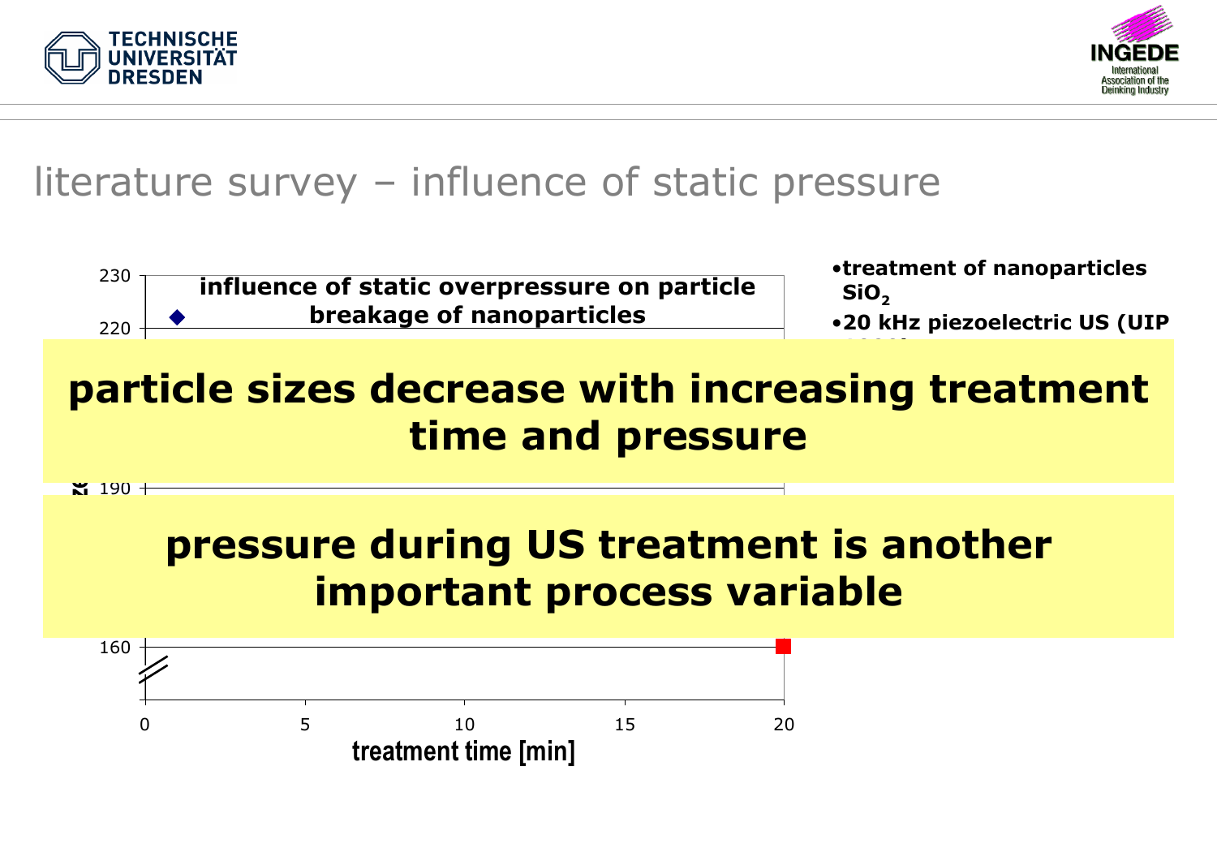# literature survey – influence of static pressure

**influence of static overpressure on particle breakage of nanoparticles**

230

220

190

160

0 5 10 15 20

**treatment time [min]**

- **treatment of nanoparticles $SiO_2$**
- **20 kHz piezoelectric US (UIP**

## particle sizes decrease with increasing treatment time and pressure

## pressure during US treatment is another important process variable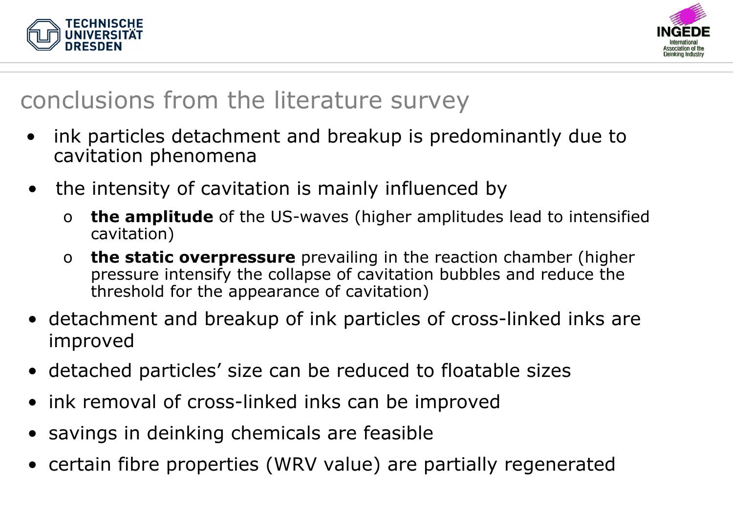# conclusions from the literature survey

- ink particles detachment and breakup is predominantly due to cavitation phenomena
- the intensity of cavitation is mainly influenced by
  - **the amplitude** of the US-waves (higher amplitudes lead to intensified cavitation)
  - **the static overpressure** prevailing in the reaction chamber (higher pressure intensify the collapse of cavitation bubbles and reduce the threshold for the appearance of cavitation)
- detachment and breakup of ink particles of cross-linked inks are improved
- detached particles' size can be reduced to floatable sizes
- ink removal of cross-linked inks can be improved
- savings in deinking chemicals are feasible
- certain fibre properties (WRV value) are partially regenerated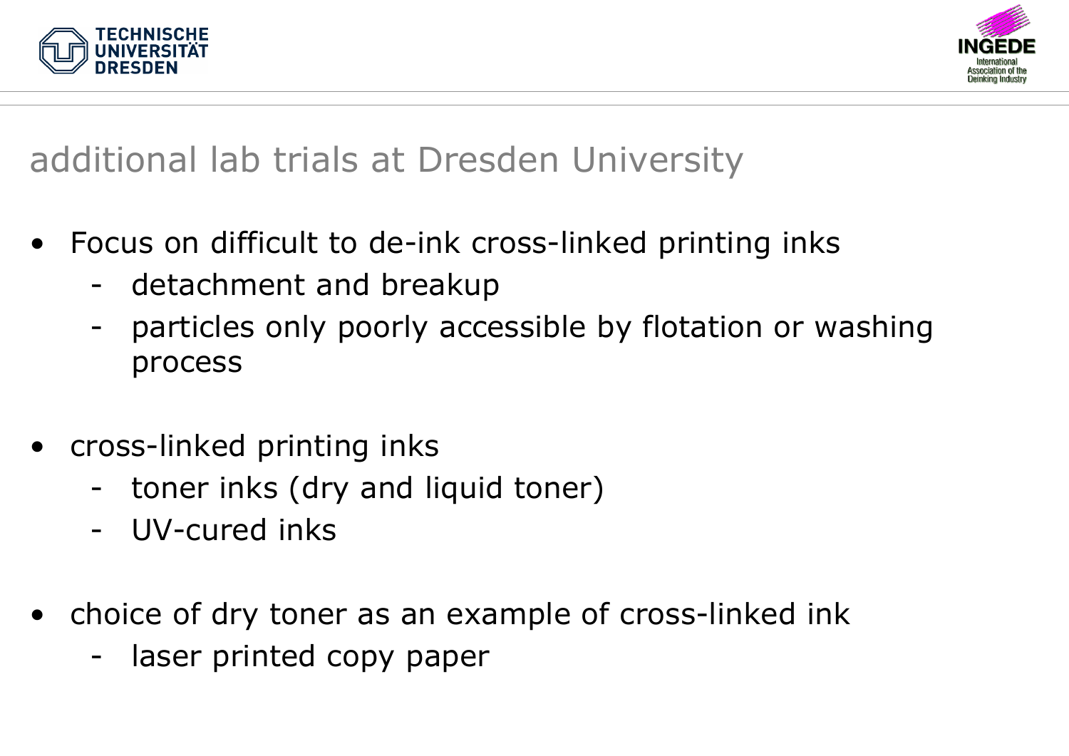# additional lab trials at Dresden University

- Focus on difficult to de-ink cross-linked printing inks
  - detachment and breakup
  - particles only poorly accessible by flotation or washing process

- cross-linked printing inks
  - toner inks (dry and liquid toner)
  - UV-cured inks

- choice of dry toner as an example of cross-linked ink
  - laser printed copy paper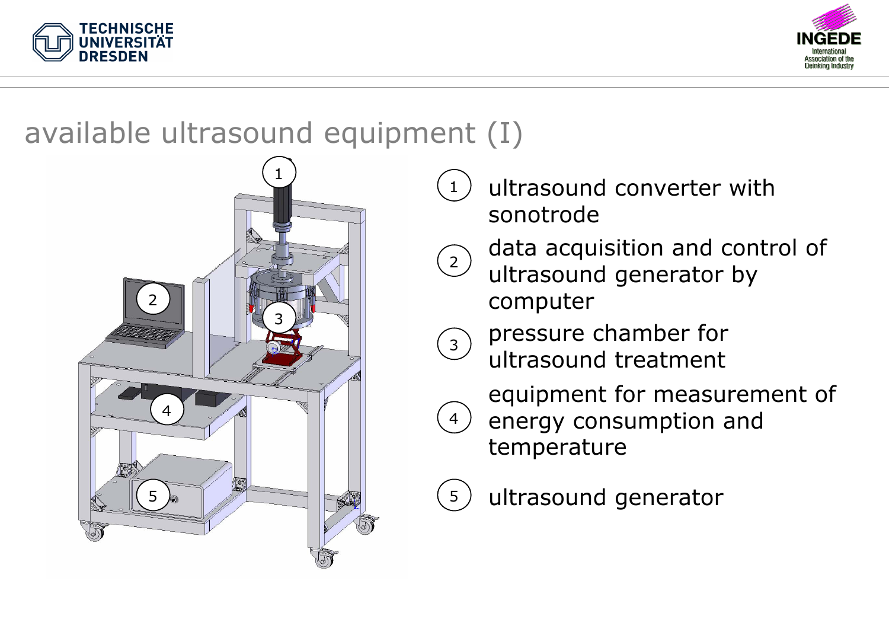# available ultrasound equipment (I)

1. ultrasound converter with sonotrode
2. data acquisition and control of ultrasound generator by computer
3. pressure chamber for ultrasound treatment
4. equipment for measurement of energy consumption and temperature
5. ultrasound generator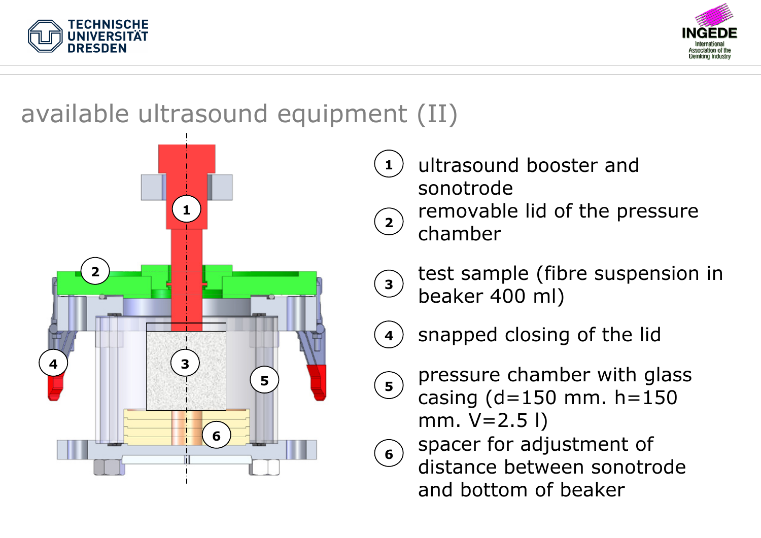# available ultrasound equipment (II)

1. ultrasound booster and sonotrode
2. removable lid of the pressure chamber
3. test sample (fibre suspension in beaker 400 ml)
4. snapped closing of the lid
5. pressure chamber with glass casing (d=150 mm. h=150 mm. V=2.5 l)
6. spacer for adjustment of distance between sonotrode and bottom of beaker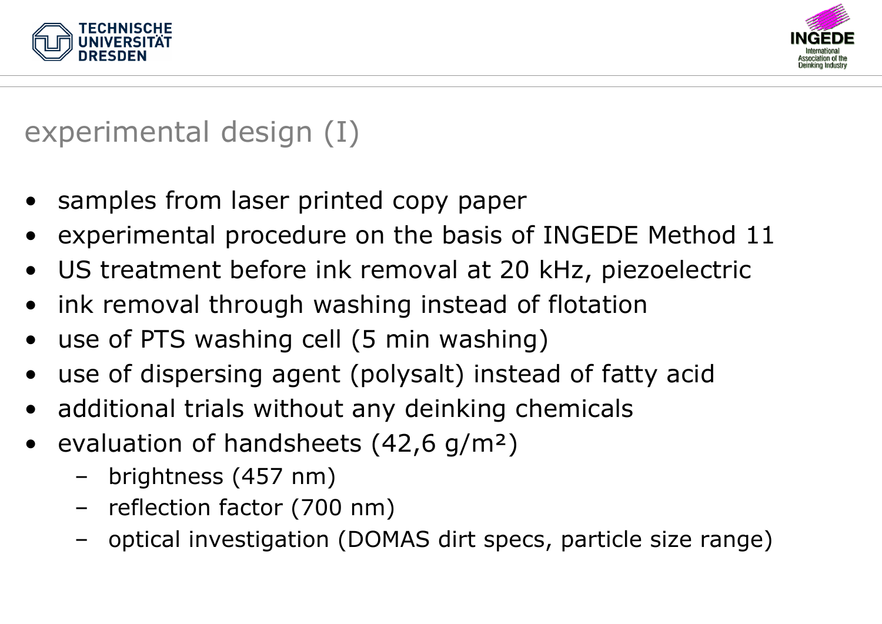# experimental design (I)

- samples from laser printed copy paper
- experimental procedure on the basis of INGEDE Method 11
- US treatment before ink removal at 20 kHz, piezoelectric
- ink removal through washing instead of flotation
- use of PTS washing cell (5 min washing)
- use of dispersing agent (polysalt) instead of fatty acid
- additional trials without any deinking chemicals
- evaluation of handsheets (42,6 g/m²)
  - brightness (457 nm)
  - reflection factor (700 nm)
  - optical investigation (DOMAS dirt specs, particle size range)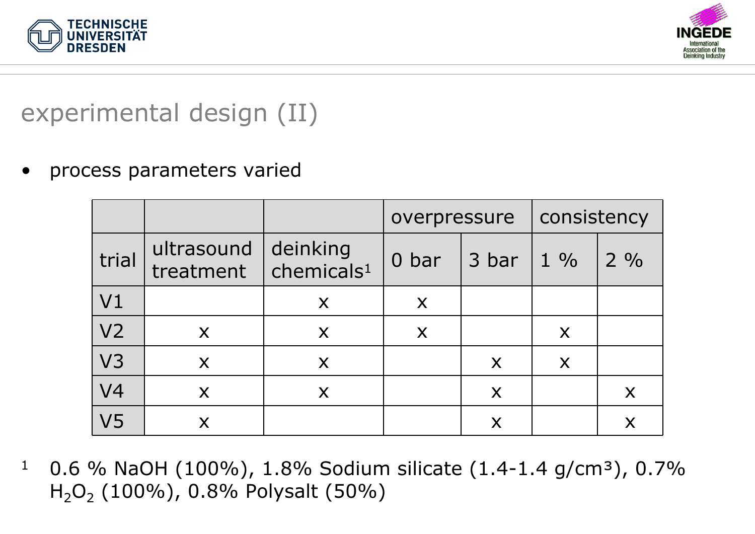## experimental design (II)

- process parameters varied

| | | | overpressure | | consistency | |
|---|---|---|---|---|---|---|
| trial | ultrasound treatment | deinking chemicals[1] | 0 bar | 3 bar | 1 % | 2 % |
| V1 | | x | x | | | |
| V2 | x | x | x | | x | |
| V3 | x | x | | x | x | |
| V4 | x | x | | x | | x |
| V5 | x | | | x | | x |

[1] 0.6 % NaOH (100%), 1.8% Sodium silicate (1.4-1.4 g/cm³), 0.7% $H_2O_2$ (100%), 0.8% Polysalt (50%)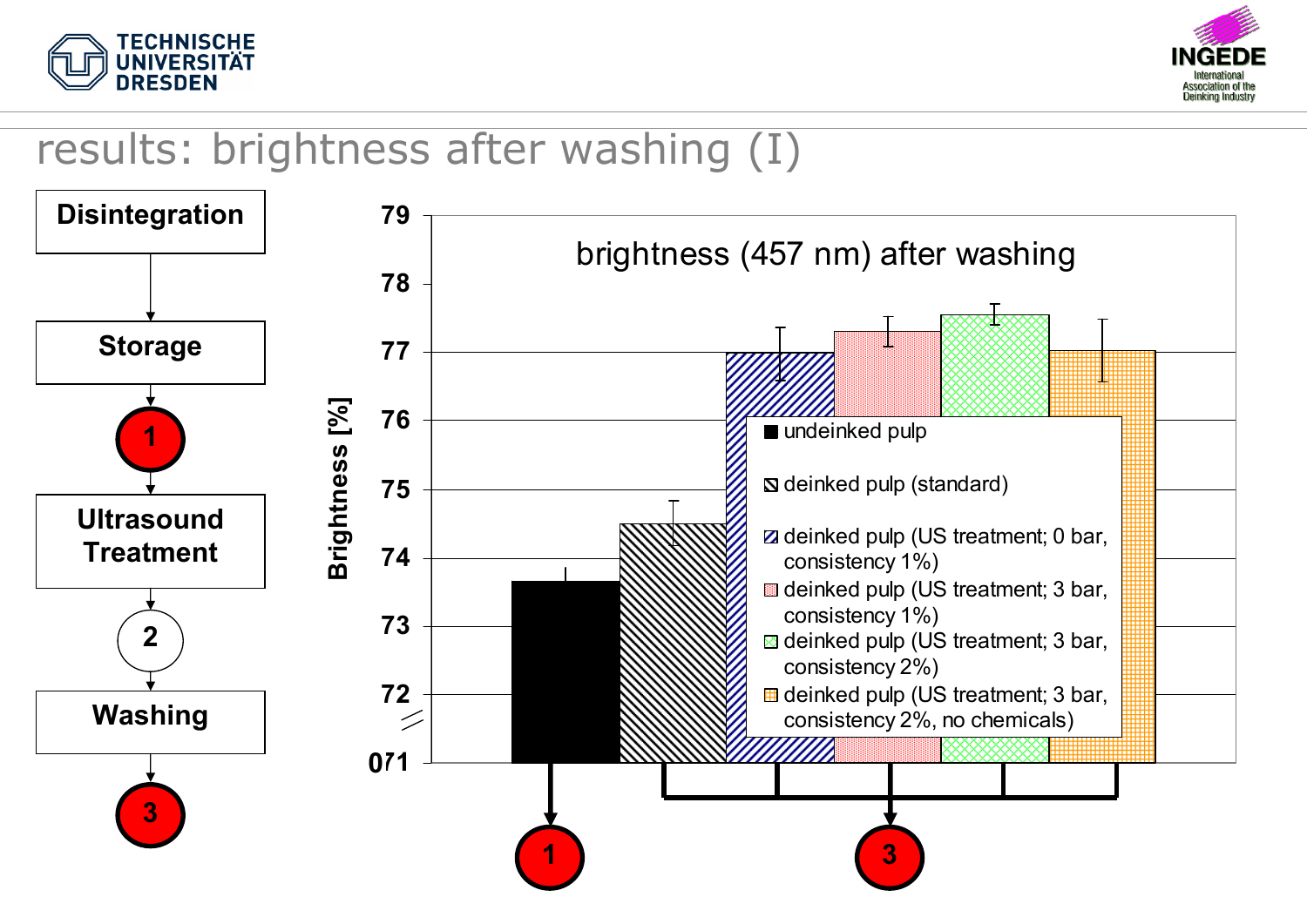# results: brightness after washing (I)

Disintegration → Storage → 1 → Ultrasound Treatment → 2 → Washing → 3

brightness (457 nm) after washing

Brightness [%]

- undeinked pulp
- deinked pulp (standard)
- deinked pulp (US treatment; 0 bar, consistency 1%)
- deinked pulp (US treatment; 3 bar, consistency 1%)
- deinked pulp (US treatment; 3 bar, consistency 2%)
- deinked pulp (US treatment; 3 bar, consistency 2%, no chemicals)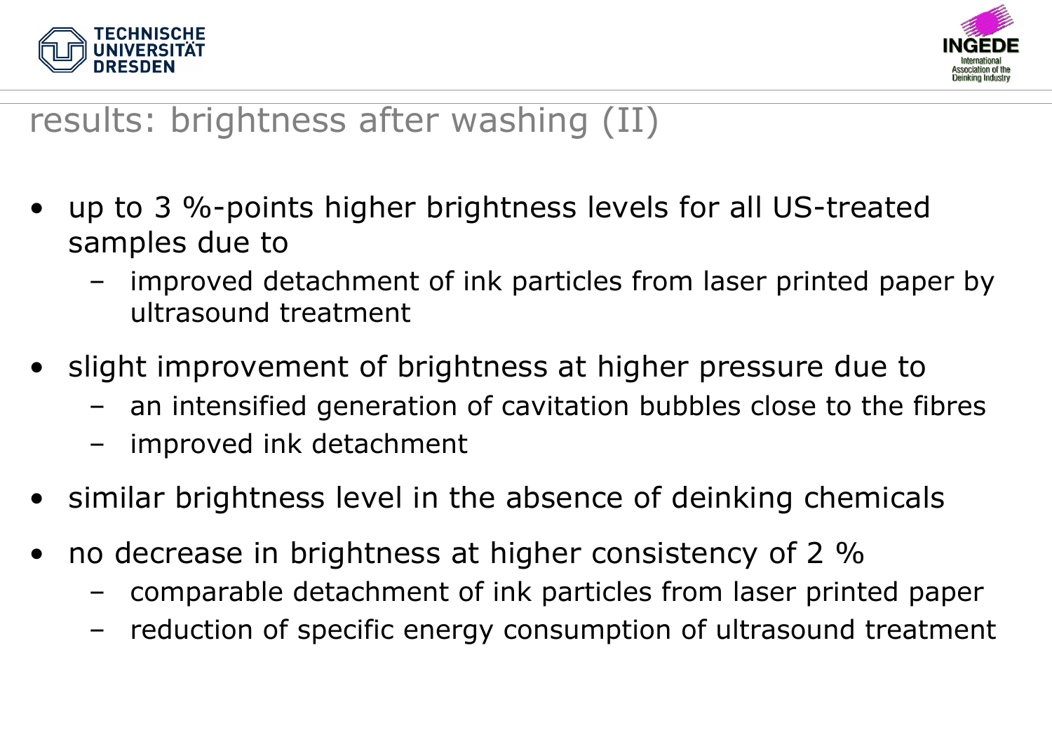# results: brightness after washing (II)

- up to 3 %-points higher brightness levels for all US-treated samples due to
  - improved detachment of ink particles from laser printed paper by ultrasound treatment
- slight improvement of brightness at higher pressure due to
  - an intensified generation of cavitation bubbles close to the fibres
  - improved ink detachment
- similar brightness level in the absence of deinking chemicals
- no decrease in brightness at higher consistency of 2 %
  - comparable detachment of ink particles from laser printed paper
  - reduction of specific energy consumption of ultrasound treatment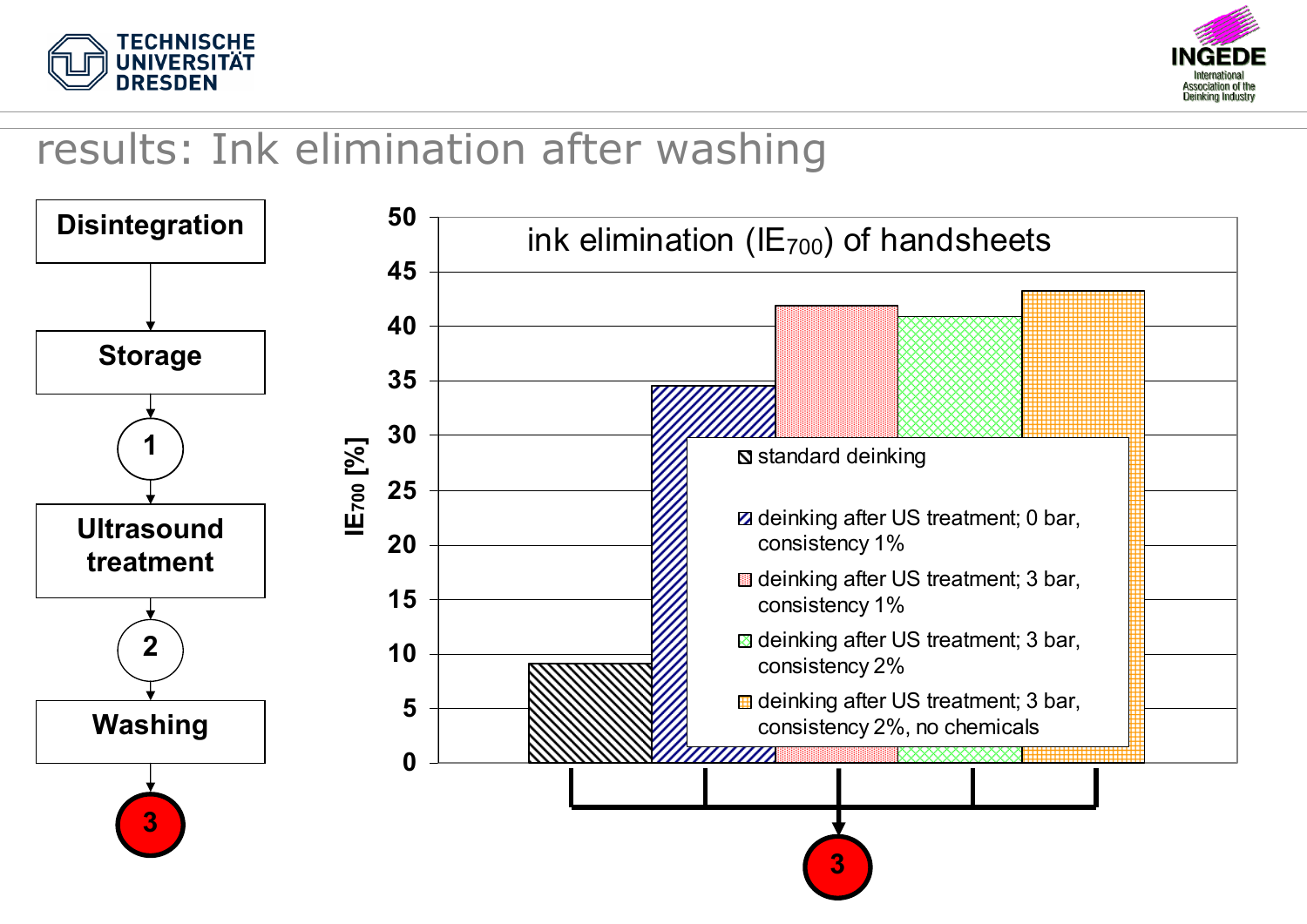# results: Ink elimination after washing

Disintegration → Storage → 1 → Ultrasound treatment → 2 → Washing → 3

**ink elimination ($IE_{700}$) of handsheets**

$IE_{700}$ [%]

| Sample | $IE_{700}$ [%] (approx.) |
|---|---|
| standard deinking | 9 |
| deinking after US treatment; 0 bar, consistency 1% | 34.5 |
| deinking after US treatment; 3 bar, consistency 1% | 42 |
| deinking after US treatment; 3 bar, consistency 2% | 41 |
| deinking after US treatment; 3 bar, consistency 2%, no chemicals | 43 |

3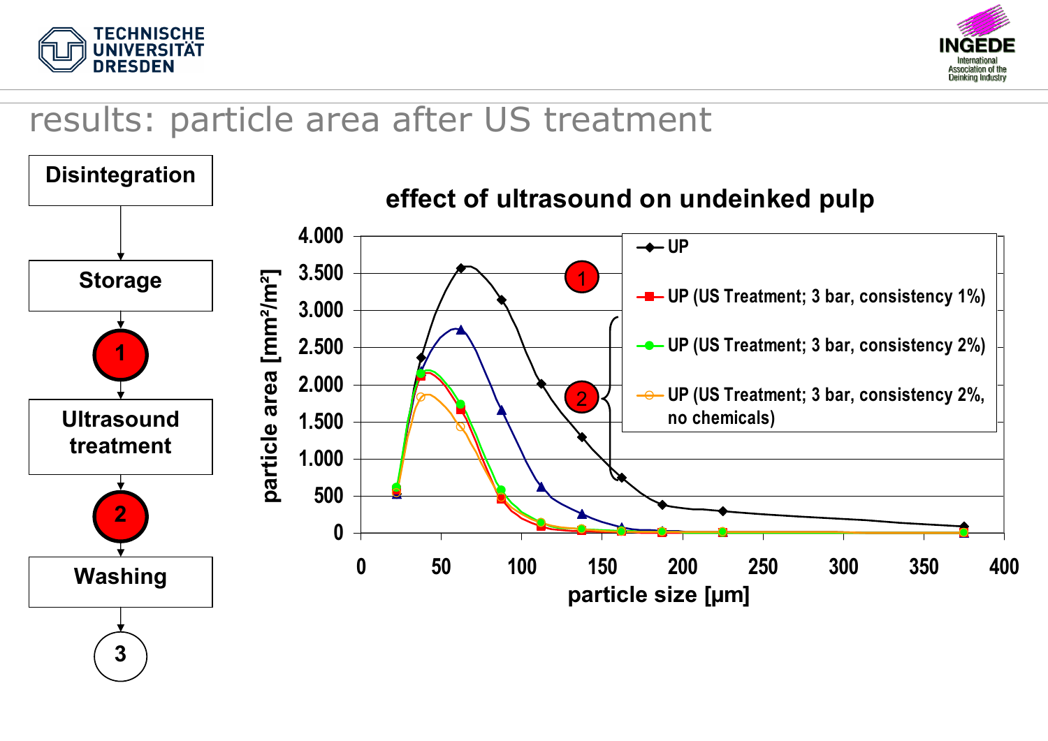# results: particle area after US treatment

Disintegration → Storage → 1 → Ultrasound treatment → 2 → Washing → 3

## effect of ultrasound on undeinked pulp

- UP
- UP (US Treatment; 3 bar, consistency 1%)
- UP (US Treatment; 3 bar, consistency 2%)
- UP (US Treatment; 3 bar, consistency 2%, no chemicals)

particle area [mm²/m²]

particle size [µm]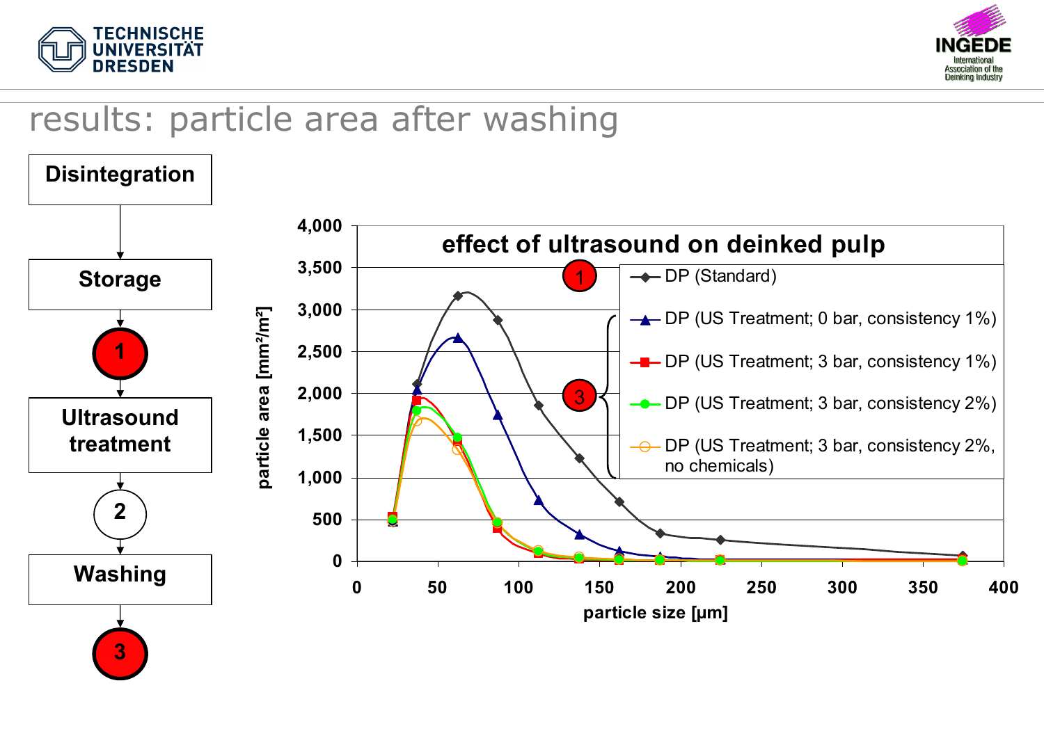# results: particle area after washing

Disintegration → Storage → (1) → Ultrasound treatment → (2) → Washing → (3)

**effect of ultrasound on deinked pulp**

- DP (Standard) — (1)
- DP (US Treatment; 0 bar, consistency 1%) — (3)
- DP (US Treatment; 3 bar, consistency 1%) — (3)
- DP (US Treatment; 3 bar, consistency 2%) — (3)
- DP (US Treatment; 3 bar, consistency 2%, no chemicals) — (3)

particle area [mm²/m²] vs. particle size [µm]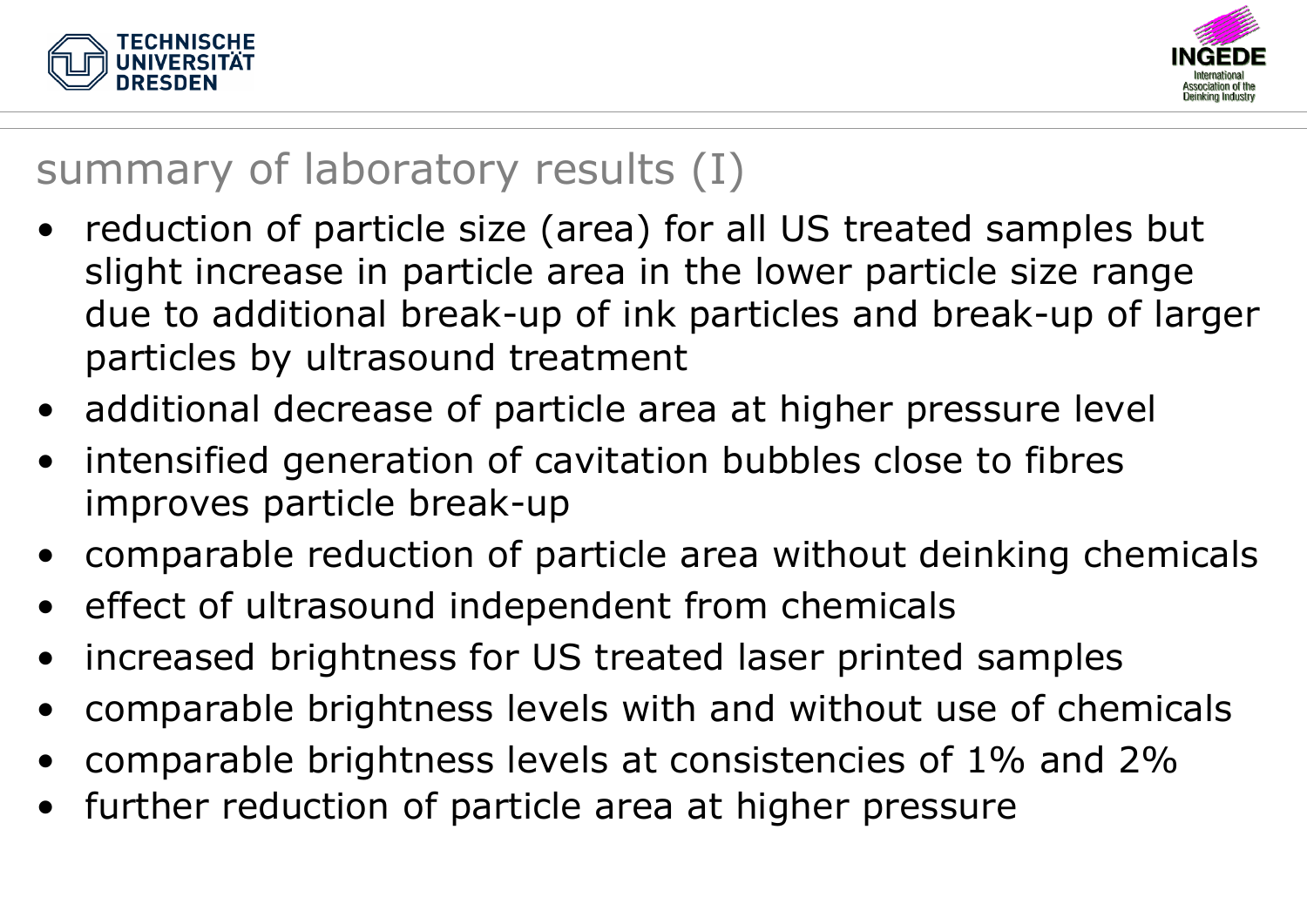# summary of laboratory results (I)

- reduction of particle size (area) for all US treated samples but slight increase in particle area in the lower particle size range due to additional break-up of ink particles and break-up of larger particles by ultrasound treatment
- additional decrease of particle area at higher pressure level
- intensified generation of cavitation bubbles close to fibres improves particle break-up
- comparable reduction of particle area without deinking chemicals
- effect of ultrasound independent from chemicals
- increased brightness for US treated laser printed samples
- comparable brightness levels with and without use of chemicals
- comparable brightness levels at consistencies of 1% and 2%
- further reduction of particle area at higher pressure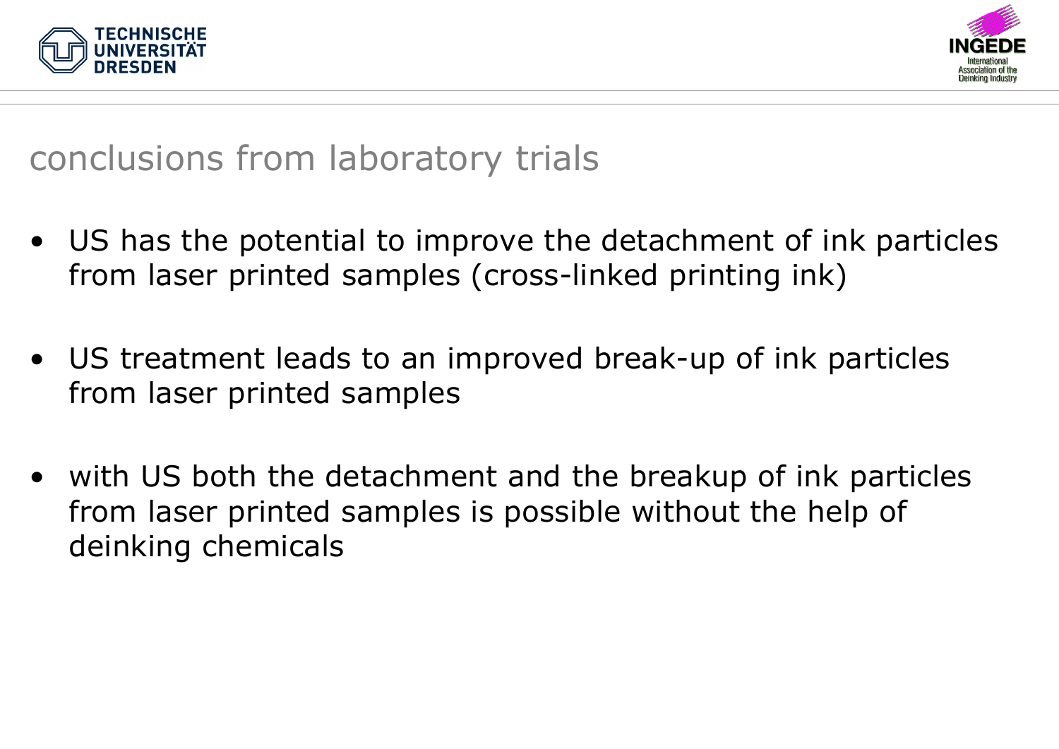## conclusions from laboratory trials

- US has the potential to improve the detachment of ink particles from laser printed samples (cross-linked printing ink)
- US treatment leads to an improved break-up of ink particles from laser printed samples
- with US both the detachment and the breakup of ink particles from laser printed samples is possible without the help of deinking chemicals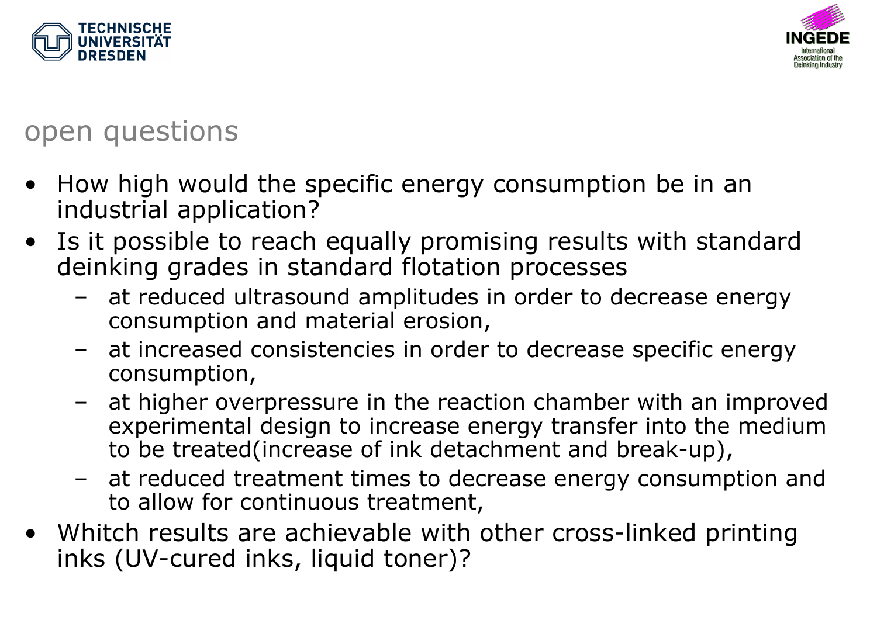# open questions

- How high would the specific energy consumption be in an industrial application?
- Is it possible to reach equally promising results with standard deinking grades in standard flotation processes
  - at reduced ultrasound amplitudes in order to decrease energy consumption and material erosion,
  - at increased consistencies in order to decrease specific energy consumption,
  - at higher overpressure in the reaction chamber with an improved experimental design to increase energy transfer into the medium to be treated(increase of ink detachment and break-up),
  - at reduced treatment times to decrease energy consumption and to allow for continuous treatment,
- Whitch results are achievable with other cross-linked printing inks (UV-cured inks, liquid toner)?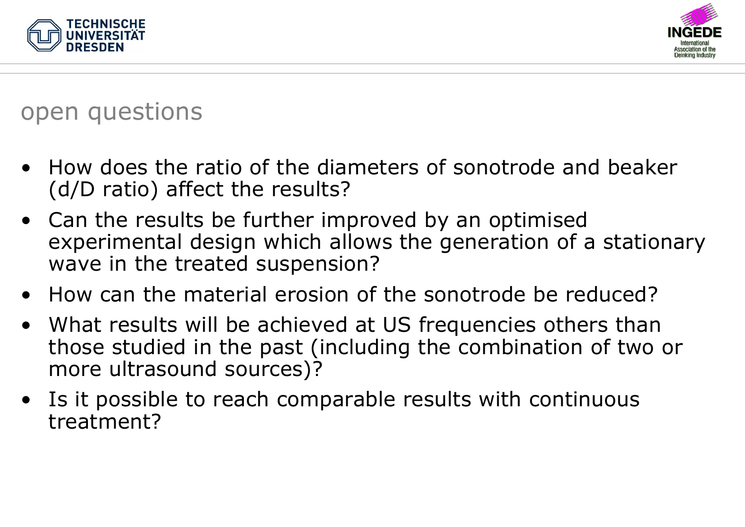## open questions

- How does the ratio of the diameters of sonotrode and beaker (d/D ratio) affect the results?
- Can the results be further improved by an optimised experimental design which allows the generation of a stationary wave in the treated suspension?
- How can the material erosion of the sonotrode be reduced?
- What results will be achieved at US frequencies others than those studied in the past (including the combination of two or more ultrasound sources)?
- Is it possible to reach comparable results with continuous treatment?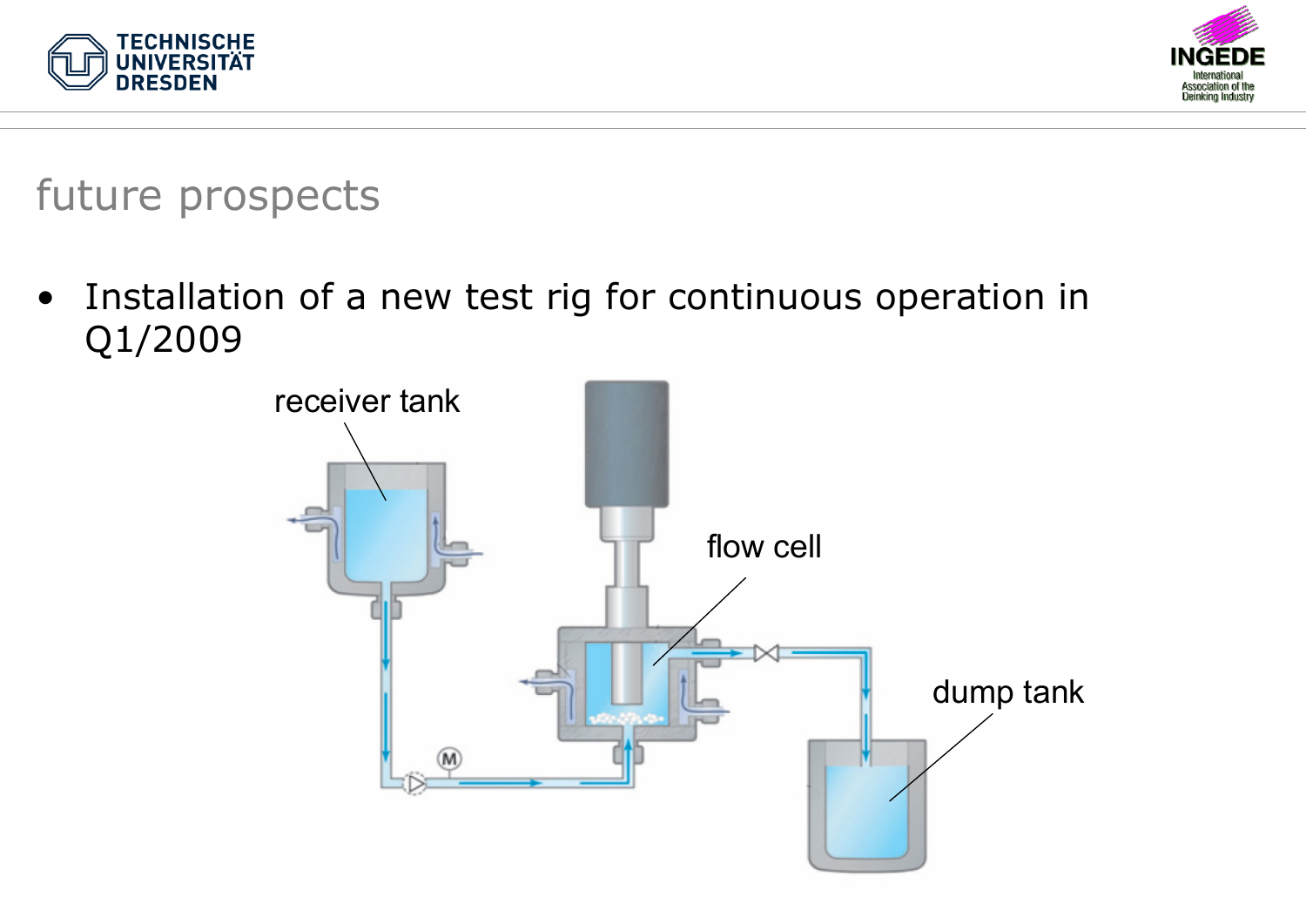## future prospects

- Installation of a new test rig for continuous operation in Q1/2009

receiver tank

flow cell

dump tank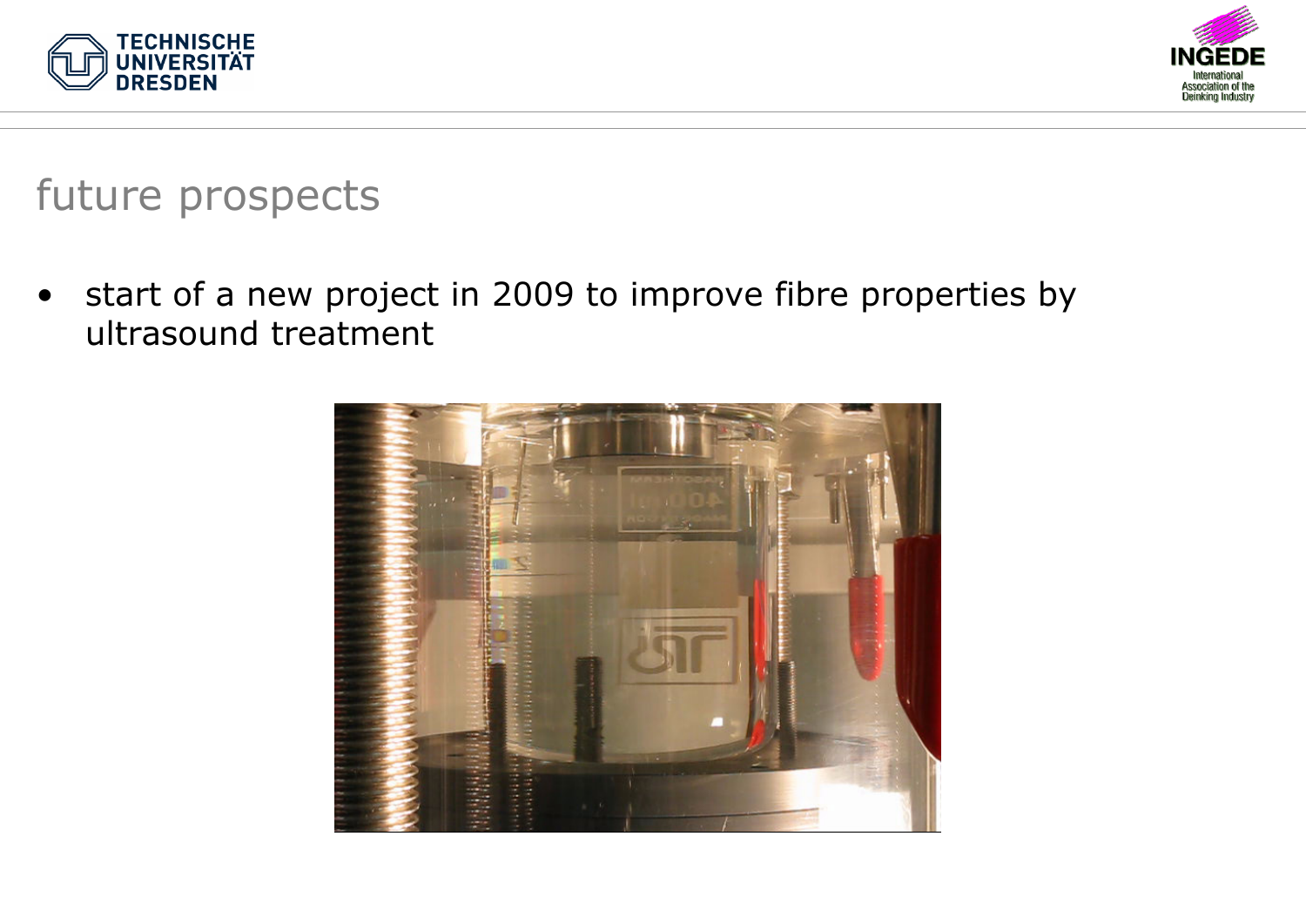# future prospects

- start of a new project in 2009 to improve fibre properties by ultrasound treatment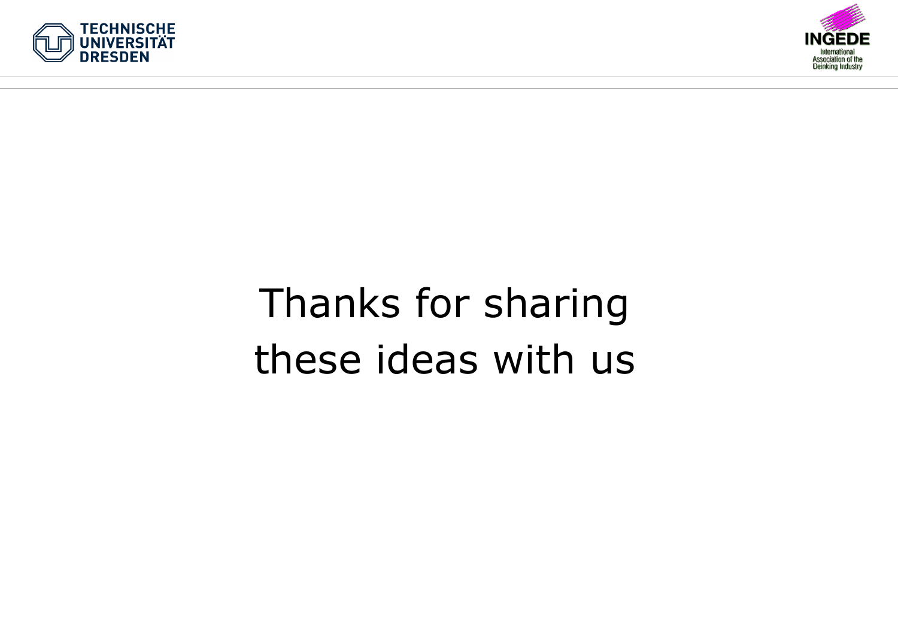Thanks for sharing
these ideas with us